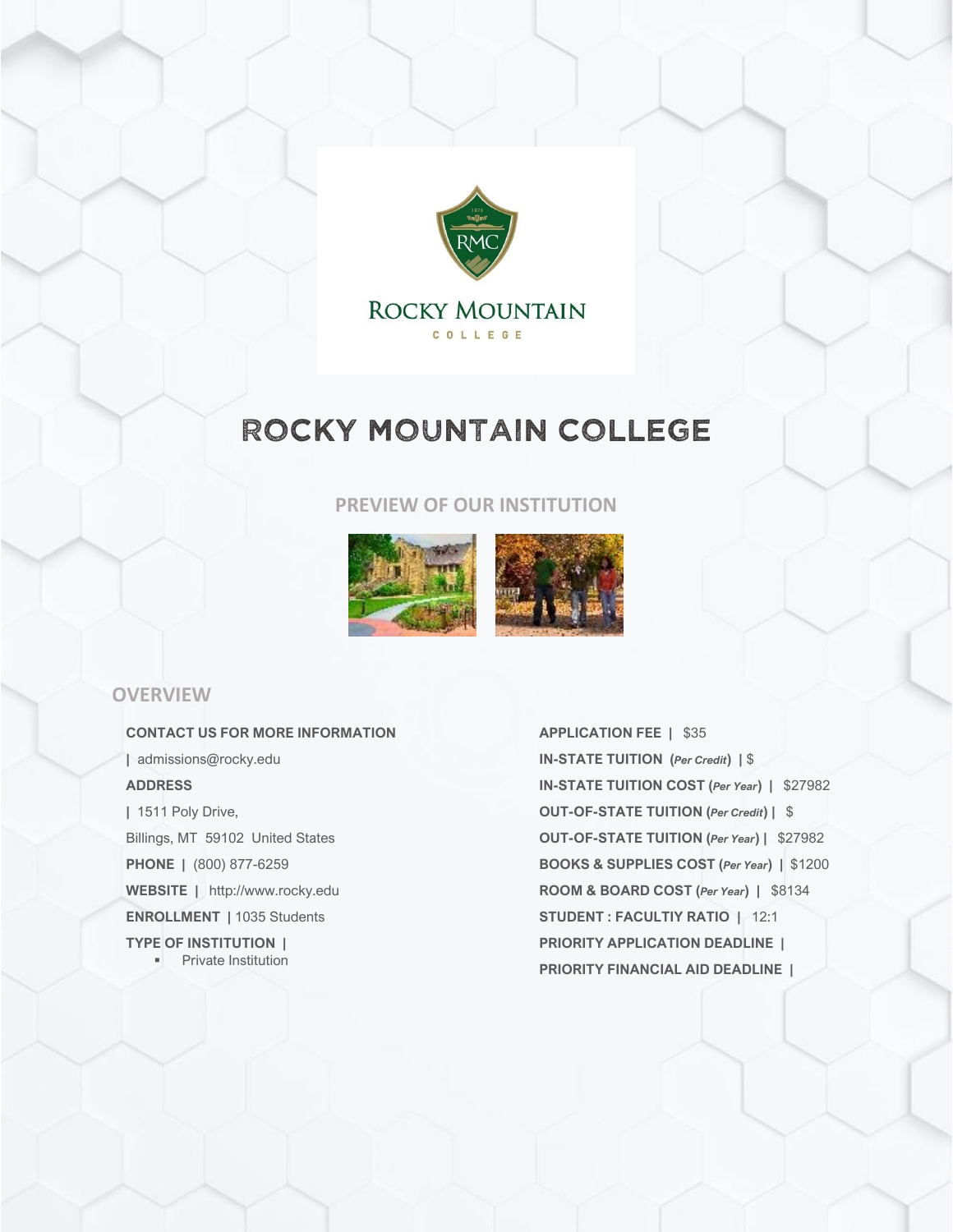# ROCKY MOUNTAIN COLLEGE

## PREVIEW OF OUR INSTITUTION

## OVERVIEW

**CONTACT US FOR MORE INFORMATION**

| admissions@rocky.edu

**ADDRESS**

| 1511 Poly Drive,
Billings, MT 59102 United States

**PHONE** | (800) 877-6259

**WEBSITE** | http://www.rocky.edu

**ENROLLMENT** | 1035 Students

**TYPE OF INSTITUTION** |

- Private Institution

**APPLICATION FEE** | $35

**IN-STATE TUITION** (***Per Credit***) | $

**IN-STATE TUITION COST** (***Per Year***) | $27982

**OUT-OF-STATE TUITION** (***Per Credit***) | $

**OUT-OF-STATE TUITION** (***Per Year***) | $27982

**BOOKS & SUPPLIES COST** (***Per Year***) | $1200

**ROOM & BOARD COST** (***Per Year***) | $8134

**STUDENT : FACULTIY RATIO** | 12:1

**PRIORITY APPLICATION DEADLINE** |

**PRIORITY FINANCIAL AID DEADLINE** |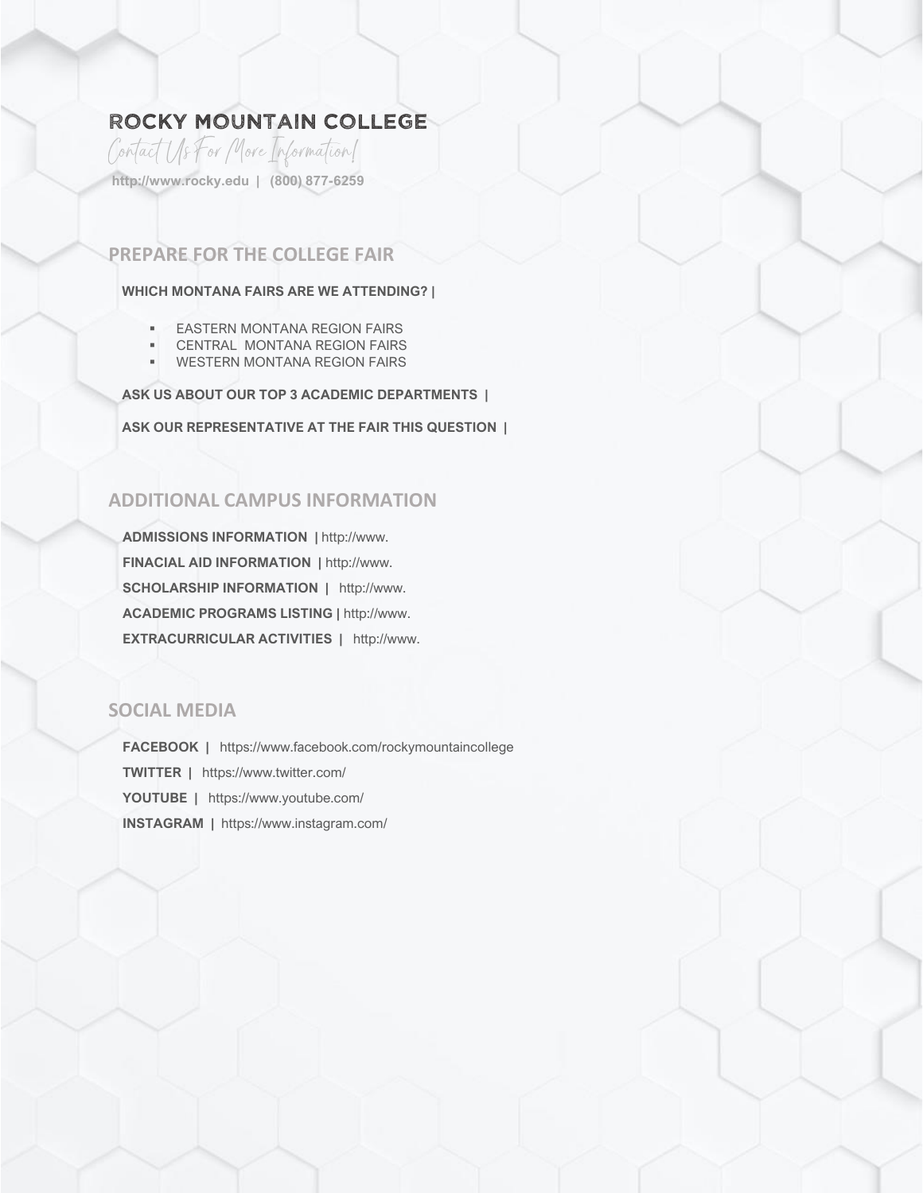# ROCKY MOUNTAIN COLLEGE

*Contact Us For More Information!*

**http://www.rocky.edu | (800) 877-6259**

## PREPARE FOR THE COLLEGE FAIR

**WHICH MONTANA FAIRS ARE WE ATTENDING? |**

- EASTERN MONTANA REGION FAIRS
- CENTRAL MONTANA REGION FAIRS
- WESTERN MONTANA REGION FAIRS

**ASK US ABOUT OUR TOP 3 ACADEMIC DEPARTMENTS |**

**ASK OUR REPRESENTATIVE AT THE FAIR THIS QUESTION |**

## ADDITIONAL CAMPUS INFORMATION

**ADMISSIONS INFORMATION |** http://www.

**FINACIAL AID INFORMATION |** http://www.

**SCHOLARSHIP INFORMATION |** http://www.

**ACADEMIC PROGRAMS LISTING |** http://www.

**EXTRACURRICULAR ACTIVITIES |** http://www.

## SOCIAL MEDIA

**FACEBOOK |** https://www.facebook.com/rockymountaincollege

**TWITTER |** https://www.twitter.com/

**YOUTUBE |** https://www.youtube.com/

**INSTAGRAM |** https://www.instagram.com/